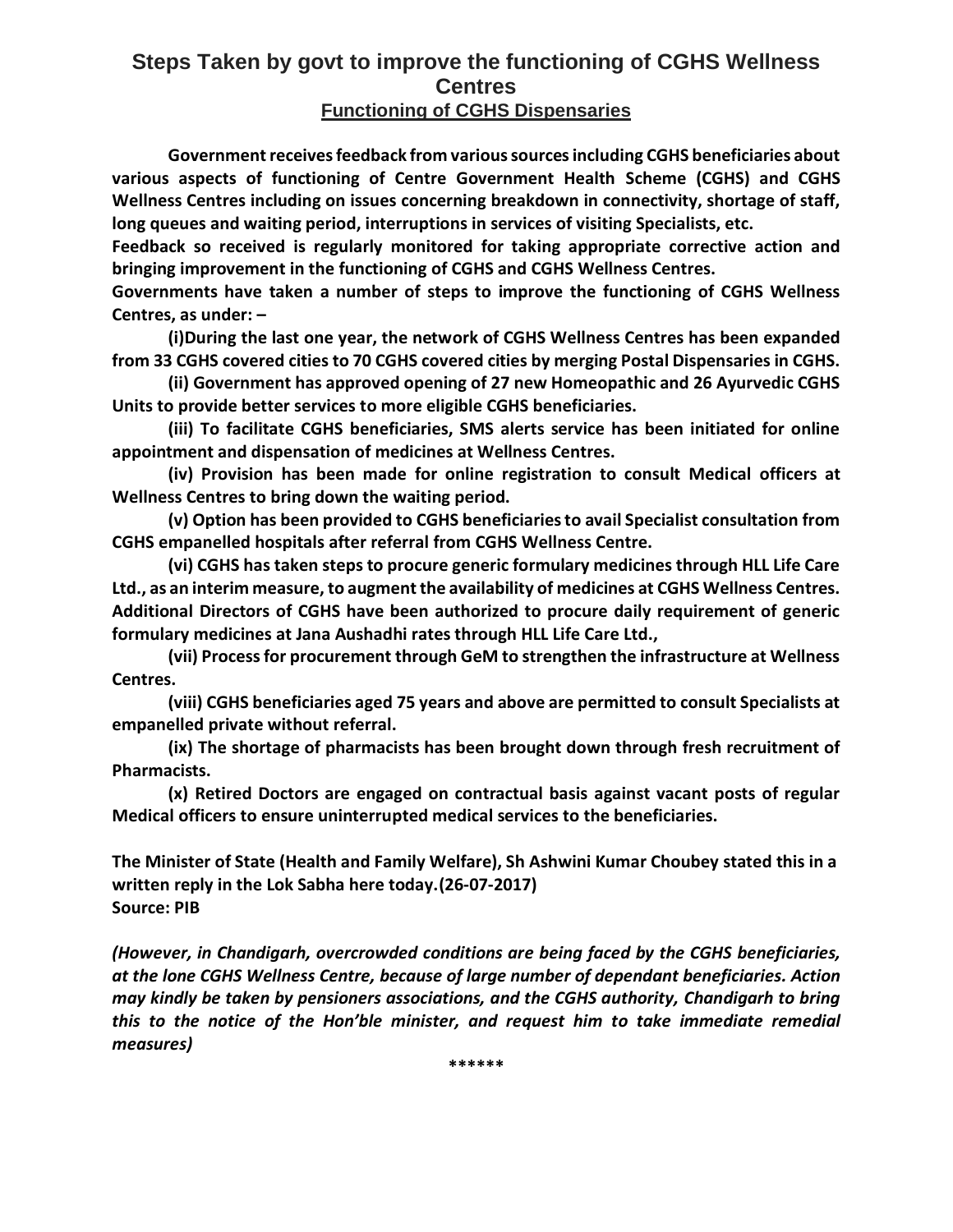# Steps Taken by govt to improve the functioning of CGHS Wellness Centres

## Functioning of CGHS Dispensaries

**Government receives feedback from various sources including CGHS beneficiaries about various aspects of functioning of Centre Government Health Scheme (CGHS) and CGHS Wellness Centres including on issues concerning breakdown in connectivity, shortage of staff, long queues and waiting period, interruptions in services of visiting Specialists, etc.**

**Feedback so received is regularly monitored for taking appropriate corrective action and bringing improvement in the functioning of CGHS and CGHS Wellness Centres.**

**Governments have taken a number of steps to improve the functioning of CGHS Wellness Centres, as under: –**

**(i)During the last one year, the network of CGHS Wellness Centres has been expanded from 33 CGHS covered cities to 70 CGHS covered cities by merging Postal Dispensaries in CGHS.**

**(ii) Government has approved opening of 27 new Homeopathic and 26 Ayurvedic CGHS Units to provide better services to more eligible CGHS beneficiaries.**

**(iii) To facilitate CGHS beneficiaries, SMS alerts service has been initiated for online appointment and dispensation of medicines at Wellness Centres.**

**(iv) Provision has been made for online registration to consult Medical officers at Wellness Centres to bring down the waiting period.**

**(v) Option has been provided to CGHS beneficiaries to avail Specialist consultation from CGHS empanelled hospitals after referral from CGHS Wellness Centre.**

**(vi) CGHS has taken steps to procure generic formulary medicines through HLL Life Care Ltd., as an interim measure, to augment the availability of medicines at CGHS Wellness Centres. Additional Directors of CGHS have been authorized to procure daily requirement of generic formulary medicines at Jana Aushadhi rates through HLL Life Care Ltd.,**

**(vii) Process for procurement through GeM to strengthen the infrastructure at Wellness Centres.**

**(viii) CGHS beneficiaries aged 75 years and above are permitted to consult Specialists at empanelled private without referral.**

**(ix) The shortage of pharmacists has been brought down through fresh recruitment of Pharmacists.**

**(x) Retired Doctors are engaged on contractual basis against vacant posts of regular Medical officers to ensure uninterrupted medical services to the beneficiaries.**

**The Minister of State (Health and Family Welfare), Sh Ashwini Kumar Choubey stated this in a written reply in the Lok Sabha here today.(26-07-2017)**
**Source: PIB**

***(However, in Chandigarh, overcrowded conditions are being faced by the CGHS beneficiaries, at the lone CGHS Wellness Centre, because of large number of dependant beneficiaries. Action may kindly be taken by pensioners associations, and the CGHS authority, Chandigarh to bring this to the notice of the Hon'ble minister, and request him to take immediate remedial measures)***

\*\*\*\*\*\*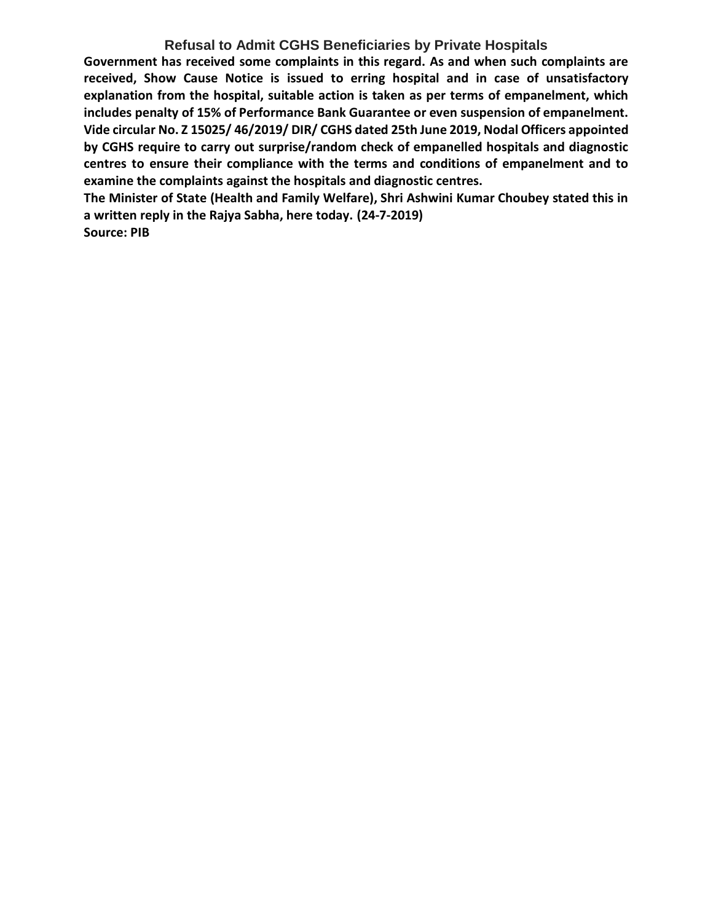# Refusal to Admit CGHS Beneficiaries by Private Hospitals

**Government has received some complaints in this regard. As and when such complaints are received, Show Cause Notice is issued to erring hospital and in case of unsatisfactory explanation from the hospital, suitable action is taken as per terms of empanelment, which includes penalty of 15% of Performance Bank Guarantee or even suspension of empanelment. Vide circular No. Z 15025/ 46/2019/ DIR/ CGHS dated 25th June 2019, Nodal Officers appointed by CGHS require to carry out surprise/random check of empanelled hospitals and diagnostic centres to ensure their compliance with the terms and conditions of empanelment and to examine the complaints against the hospitals and diagnostic centres.**

**The Minister of State (Health and Family Welfare), Shri Ashwini Kumar Choubey stated this in a written reply in the Rajya Sabha, here today. (24-7-2019)**

**Source: PIB**